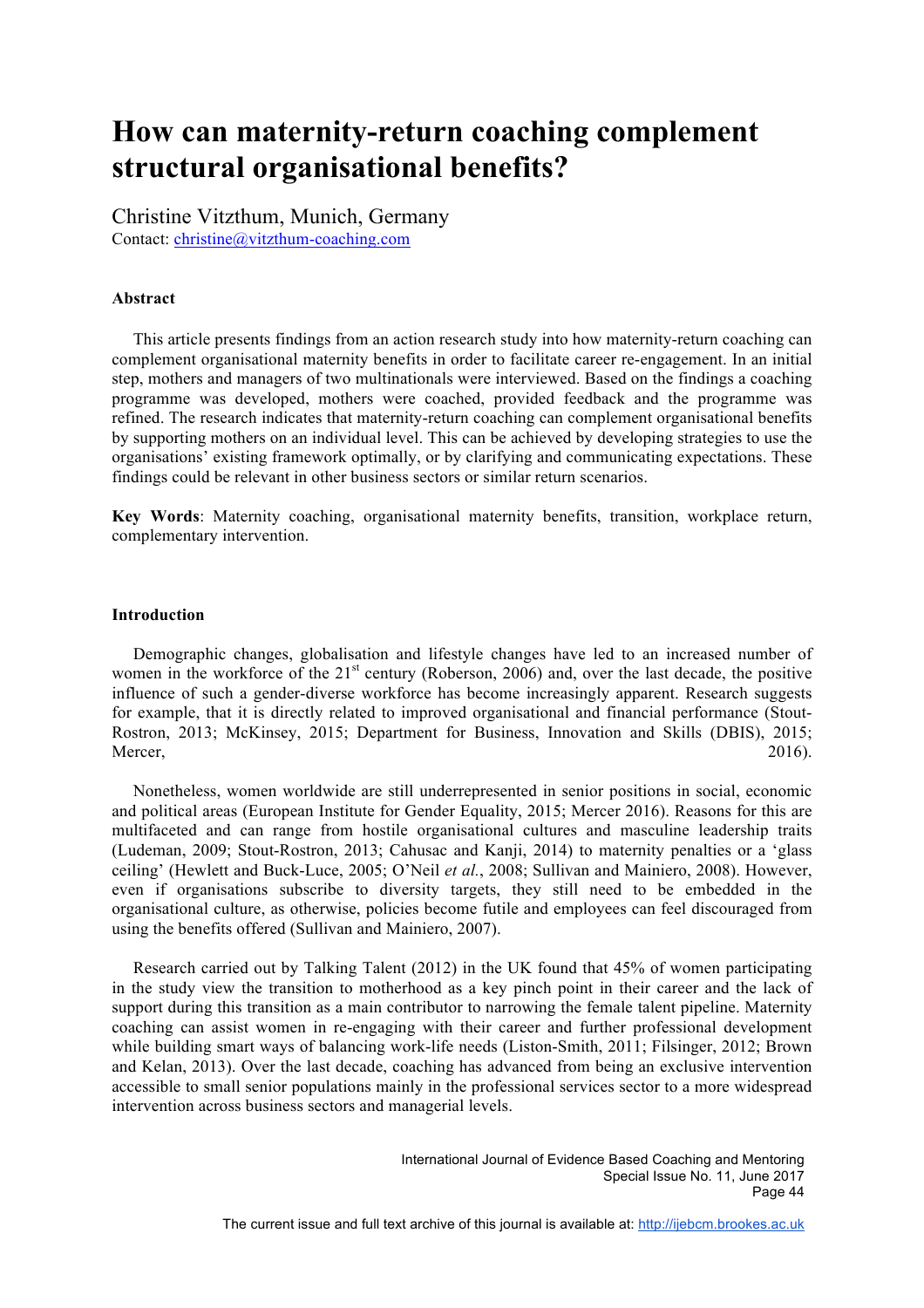# How can maternity-return coaching complement structural organisational benefits?

Christine Vitzthum, Munich, Germany
Contact: christine@vitzthum-coaching.com

### Abstract

This article presents findings from an action research study into how maternity-return coaching can complement organisational maternity benefits in order to facilitate career re-engagement. In an initial step, mothers and managers of two multinationals were interviewed. Based on the findings a coaching programme was developed, mothers were coached, provided feedback and the programme was refined. The research indicates that maternity-return coaching can complement organisational benefits by supporting mothers on an individual level. This can be achieved by developing strategies to use the organisations' existing framework optimally, or by clarifying and communicating expectations. These findings could be relevant in other business sectors or similar return scenarios.

**Key Words**: Maternity coaching, organisational maternity benefits, transition, workplace return, complementary intervention.

### Introduction

Demographic changes, globalisation and lifestyle changes have led to an increased number of women in the workforce of the 21st century (Roberson, 2006) and, over the last decade, the positive influence of such a gender-diverse workforce has become increasingly apparent. Research suggests for example, that it is directly related to improved organisational and financial performance (Stout-Rostron, 2013; McKinsey, 2015; Department for Business, Innovation and Skills (DBIS), 2015; Mercer, 2016).

Nonetheless, women worldwide are still underrepresented in senior positions in social, economic and political areas (European Institute for Gender Equality, 2015; Mercer 2016). Reasons for this are multifaceted and can range from hostile organisational cultures and masculine leadership traits (Ludeman, 2009; Stout-Rostron, 2013; Cahusac and Kanji, 2014) to maternity penalties or a 'glass ceiling' (Hewlett and Buck-Luce, 2005; O'Neil *et al.*, 2008; Sullivan and Mainiero, 2008). However, even if organisations subscribe to diversity targets, they still need to be embedded in the organisational culture, as otherwise, policies become futile and employees can feel discouraged from using the benefits offered (Sullivan and Mainiero, 2007).

Research carried out by Talking Talent (2012) in the UK found that 45% of women participating in the study view the transition to motherhood as a key pinch point in their career and the lack of support during this transition as a main contributor to narrowing the female talent pipeline. Maternity coaching can assist women in re-engaging with their career and further professional development while building smart ways of balancing work-life needs (Liston-Smith, 2011; Filsinger, 2012; Brown and Kelan, 2013). Over the last decade, coaching has advanced from being an exclusive intervention accessible to small senior populations mainly in the professional services sector to a more widespread intervention across business sectors and managerial levels.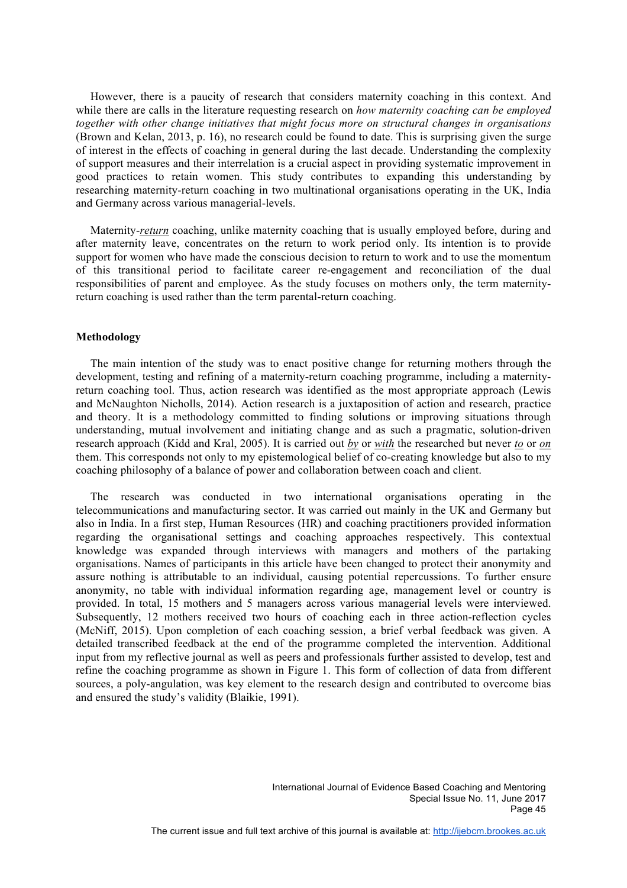However, there is a paucity of research that considers maternity coaching in this context. And while there are calls in the literature requesting research on *how maternity coaching can be employed together with other change initiatives that might focus more on structural changes in organisations* (Brown and Kelan, 2013, p. 16), no research could be found to date. This is surprising given the surge of interest in the effects of coaching in general during the last decade. Understanding the complexity of support measures and their interrelation is a crucial aspect in providing systematic improvement in good practices to retain women. This study contributes to expanding this understanding by researching maternity-return coaching in two multinational organisations operating in the UK, India and Germany across various managerial-levels.

Maternity-***return*** coaching, unlike maternity coaching that is usually employed before, during and after maternity leave, concentrates on the return to work period only. Its intention is to provide support for women who have made the conscious decision to return to work and to use the momentum of this transitional period to facilitate career re-engagement and reconciliation of the dual responsibilities of parent and employee. As the study focuses on mothers only, the term maternity-return coaching is used rather than the term parental-return coaching.

## Methodology

The main intention of the study was to enact positive change for returning mothers through the development, testing and refining of a maternity-return coaching programme, including a maternity-return coaching tool. Thus, action research was identified as the most appropriate approach (Lewis and McNaughton Nicholls, 2014). Action research is a juxtaposition of action and research, practice and theory. It is a methodology committed to finding solutions or improving situations through understanding, mutual involvement and initiating change and as such a pragmatic, solution-driven research approach (Kidd and Kral, 2005). It is carried out ***by*** or ***with*** the researched but never ***to*** or ***on*** them. This corresponds not only to my epistemological belief of co-creating knowledge but also to my coaching philosophy of a balance of power and collaboration between coach and client.

The research was conducted in two international organisations operating in the telecommunications and manufacturing sector. It was carried out mainly in the UK and Germany but also in India. In a first step, Human Resources (HR) and coaching practitioners provided information regarding the organisational settings and coaching approaches respectively. This contextual knowledge was expanded through interviews with managers and mothers of the partaking organisations. Names of participants in this article have been changed to protect their anonymity and assure nothing is attributable to an individual, causing potential repercussions. To further ensure anonymity, no table with individual information regarding age, management level or country is provided. In total, 15 mothers and 5 managers across various managerial levels were interviewed. Subsequently, 12 mothers received two hours of coaching each in three action-reflection cycles (McNiff, 2015). Upon completion of each coaching session, a brief verbal feedback was given. A detailed transcribed feedback at the end of the programme completed the intervention. Additional input from my reflective journal as well as peers and professionals further assisted to develop, test and refine the coaching programme as shown in Figure 1. This form of collection of data from different sources, a poly-angulation, was key element to the research design and contributed to overcome bias and ensured the study's validity (Blaikie, 1991).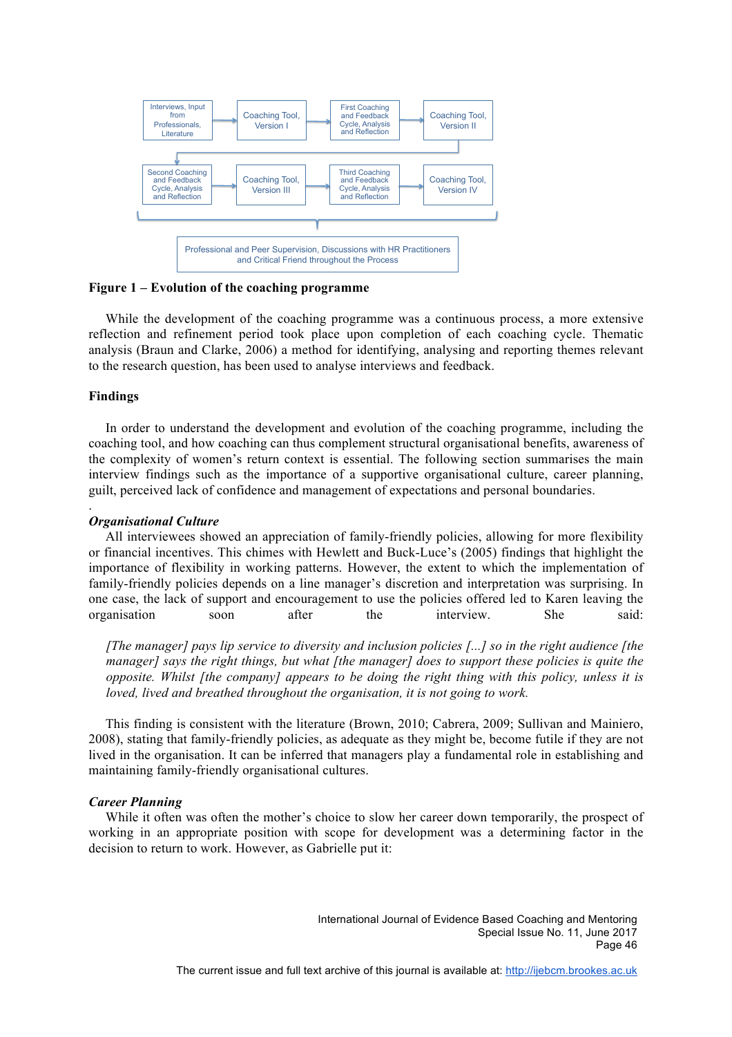Interviews, Input from Professionals, Literature → Coaching Tool, Version I → First Coaching and Feedback Cycle, Analysis and Reflection → Coaching Tool, Version II

Second Coaching and Feedback Cycle, Analysis and Reflection → Coaching Tool, Version III → Third Coaching and Feedback Cycle, Analysis and Reflection → Coaching Tool, Version IV

Professional and Peer Supervision, Discussions with HR Practitioners and Critical Friend throughout the Process

**Figure 1 – Evolution of the coaching programme**

While the development of the coaching programme was a continuous process, a more extensive reflection and refinement period took place upon completion of each coaching cycle. Thematic analysis (Braun and Clarke, 2006) a method for identifying, analysing and reporting themes relevant to the research question, has been used to analyse interviews and feedback.

## Findings

In order to understand the development and evolution of the coaching programme, including the coaching tool, and how coaching can thus complement structural organisational benefits, awareness of the complexity of women's return context is essential. The following section summarises the main interview findings such as the importance of a supportive organisational culture, career planning, guilt, perceived lack of confidence and management of expectations and personal boundaries.

### *Organisational Culture*

All interviewees showed an appreciation of family-friendly policies, allowing for more flexibility or financial incentives. This chimes with Hewlett and Buck-Luce's (2005) findings that highlight the importance of flexibility in working patterns. However, the extent to which the implementation of family-friendly policies depends on a line manager's discretion and interpretation was surprising. In one case, the lack of support and encouragement to use the policies offered led to Karen leaving the organisation soon after the interview. She said:

> *[The manager] pays lip service to diversity and inclusion policies [...] so in the right audience [the manager] says the right things, but what [the manager] does to support these policies is quite the opposite. Whilst [the company] appears to be doing the right thing with this policy, unless it is loved, lived and breathed throughout the organisation, it is not going to work.*

This finding is consistent with the literature (Brown, 2010; Cabrera, 2009; Sullivan and Mainiero, 2008), stating that family-friendly policies, as adequate as they might be, become futile if they are not lived in the organisation. It can be inferred that managers play a fundamental role in establishing and maintaining family-friendly organisational cultures.

### *Career Planning*

While it often was the mother's choice to slow her career down temporarily, the prospect of working in an appropriate position with scope for development was a determining factor in the decision to return to work. However, as Gabrielle put it: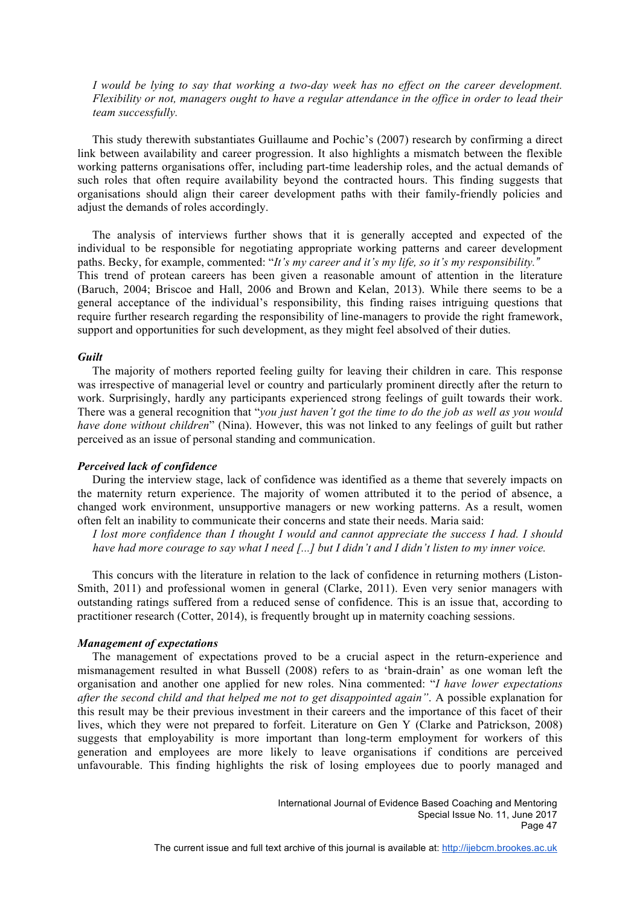*I would be lying to say that working a two-day week has no effect on the career development. Flexibility or not, managers ought to have a regular attendance in the office in order to lead their team successfully.*

This study therewith substantiates Guillaume and Pochic's (2007) research by confirming a direct link between availability and career progression. It also highlights a mismatch between the flexible working patterns organisations offer, including part-time leadership roles, and the actual demands of such roles that often require availability beyond the contracted hours. This finding suggests that organisations should align their career development paths with their family-friendly policies and adjust the demands of roles accordingly.

The analysis of interviews further shows that it is generally accepted and expected of the individual to be responsible for negotiating appropriate working patterns and career development paths. Becky, for example, commented: "*It's my career and it's my life, so it's my responsibility.*" This trend of protean careers has been given a reasonable amount of attention in the literature (Baruch, 2004; Briscoe and Hall, 2006 and Brown and Kelan, 2013). While there seems to be a general acceptance of the individual's responsibility, this finding raises intriguing questions that require further research regarding the responsibility of line-managers to provide the right framework, support and opportunities for such development, as they might feel absolved of their duties.

***Guilt***

The majority of mothers reported feeling guilty for leaving their children in care. This response was irrespective of managerial level or country and particularly prominent directly after the return to work. Surprisingly, hardly any participants experienced strong feelings of guilt towards their work. There was a general recognition that "*you just haven't got the time to do the job as well as you would have done without children*" (Nina). However, this was not linked to any feelings of guilt but rather perceived as an issue of personal standing and communication.

***Perceived lack of confidence***

During the interview stage, lack of confidence was identified as a theme that severely impacts on the maternity return experience. The majority of women attributed it to the period of absence, a changed work environment, unsupportive managers or new working patterns. As a result, women often felt an inability to communicate their concerns and state their needs. Maria said:

*I lost more confidence than I thought I would and cannot appreciate the success I had. I should have had more courage to say what I need [...] but I didn't and I didn't listen to my inner voice.*

This concurs with the literature in relation to the lack of confidence in returning mothers (Liston-Smith, 2011) and professional women in general (Clarke, 2011). Even very senior managers with outstanding ratings suffered from a reduced sense of confidence. This is an issue that, according to practitioner research (Cotter, 2014), is frequently brought up in maternity coaching sessions.

***Management of expectations***

The management of expectations proved to be a crucial aspect in the return-experience and mismanagement resulted in what Bussell (2008) refers to as 'brain-drain' as one woman left the organisation and another one applied for new roles. Nina commented: "*I have lower expectations after the second child and that helped me not to get disappointed again"*. A possible explanation for this result may be their previous investment in their careers and the importance of this facet of their lives, which they were not prepared to forfeit. Literature on Gen Y (Clarke and Patrickson, 2008) suggests that employability is more important than long-term employment for workers of this generation and employees are more likely to leave organisations if conditions are perceived unfavourable. This finding highlights the risk of losing employees due to poorly managed and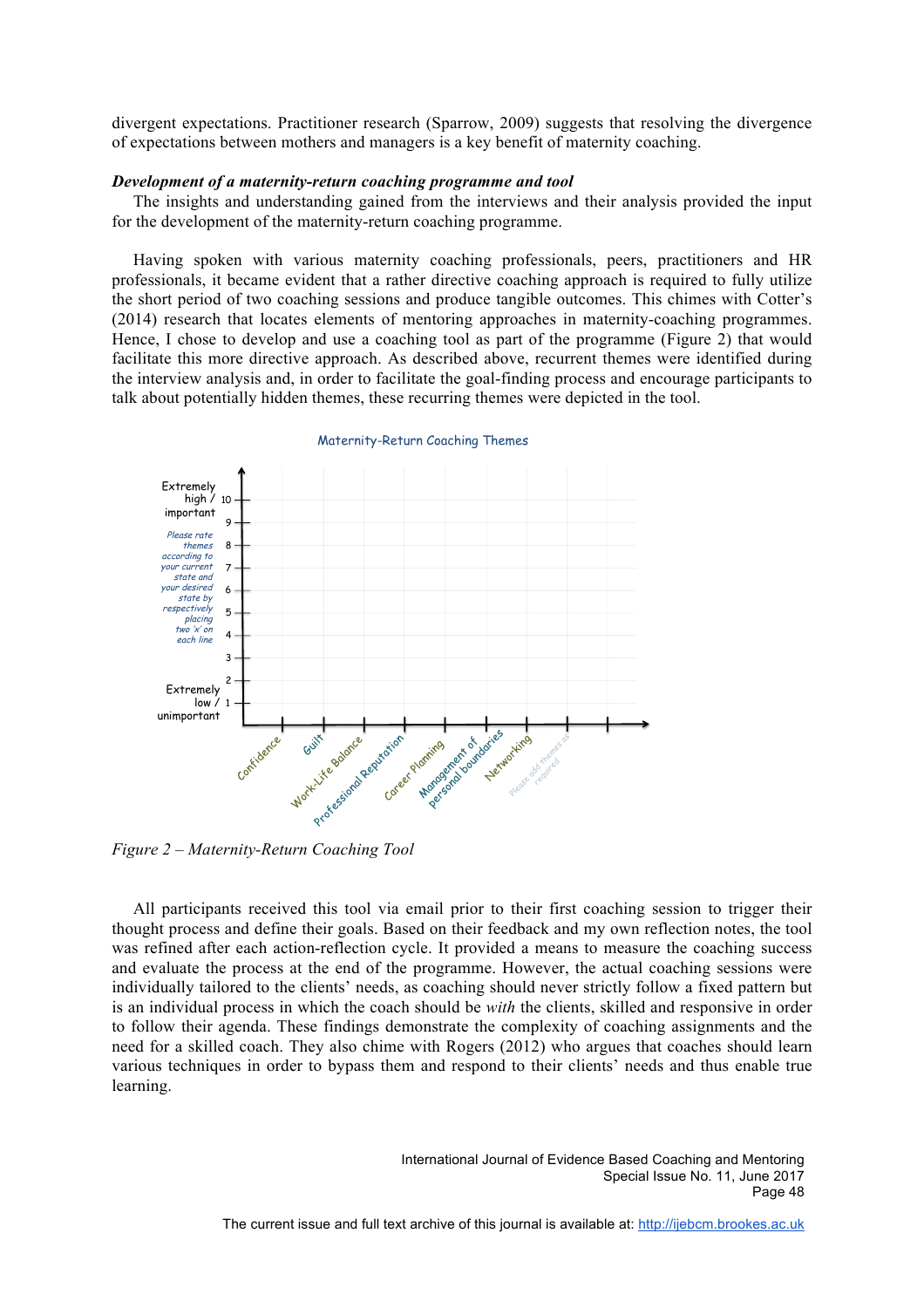divergent expectations. Practitioner research (Sparrow, 2009) suggests that resolving the divergence of expectations between mothers and managers is a key benefit of maternity coaching.

### *Development of a maternity-return coaching programme and tool*

The insights and understanding gained from the interviews and their analysis provided the input for the development of the maternity-return coaching programme.

Having spoken with various maternity coaching professionals, peers, practitioners and HR professionals, it became evident that a rather directive coaching approach is required to fully utilize the short period of two coaching sessions and produce tangible outcomes. This chimes with Cotter's (2014) research that locates elements of mentoring approaches in maternity-coaching programmes. Hence, I chose to develop and use a coaching tool as part of the programme (Figure 2) that would facilitate this more directive approach. As described above, recurrent themes were identified during the interview analysis and, in order to facilitate the goal-finding process and encourage participants to talk about potentially hidden themes, these recurring themes were depicted in the tool.

Maternity-Return Coaching Themes

Extremely high / important

Please rate themes according to your current state and your desired state by respectively placing two 'x' on each line

Extremely low / unimportant

Confidence, Guilt, Work-Life Balance, Professional Reputation, Career Planning, Management of personal boundaries, Networking, Please add themes as required

*Figure 2 – Maternity-Return Coaching Tool*

All participants received this tool via email prior to their first coaching session to trigger their thought process and define their goals. Based on their feedback and my own reflection notes, the tool was refined after each action-reflection cycle. It provided a means to measure the coaching success and evaluate the process at the end of the programme. However, the actual coaching sessions were individually tailored to the clients' needs, as coaching should never strictly follow a fixed pattern but is an individual process in which the coach should be *with* the clients, skilled and responsive in order to follow their agenda. These findings demonstrate the complexity of coaching assignments and the need for a skilled coach. They also chime with Rogers (2012) who argues that coaches should learn various techniques in order to bypass them and respond to their clients' needs and thus enable true learning.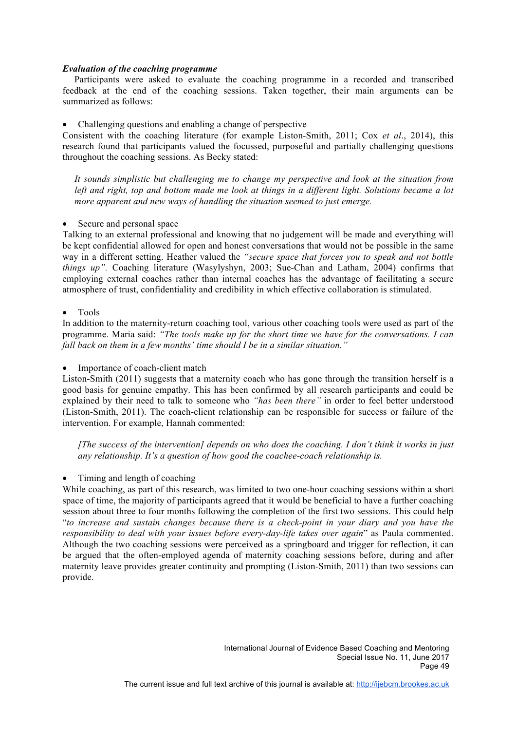***Evaluation of the coaching programme***

Participants were asked to evaluate the coaching programme in a recorded and transcribed feedback at the end of the coaching sessions. Taken together, their main arguments can be summarized as follows:

- Challenging questions and enabling a change of perspective

Consistent with the coaching literature (for example Liston-Smith, 2011; Cox *et al*., 2014), this research found that participants valued the focussed, purposeful and partially challenging questions throughout the coaching sessions. As Becky stated:

> *It sounds simplistic but challenging me to change my perspective and look at the situation from left and right, top and bottom made me look at things in a different light. Solutions became a lot more apparent and new ways of handling the situation seemed to just emerge.*

- Secure and personal space

Talking to an external professional and knowing that no judgement will be made and everything will be kept confidential allowed for open and honest conversations that would not be possible in the same way in a different setting. Heather valued the *"secure space that forces you to speak and not bottle things up".* Coaching literature (Wasylyshyn, 2003; Sue-Chan and Latham, 2004) confirms that employing external coaches rather than internal coaches has the advantage of facilitating a secure atmosphere of trust, confidentiality and credibility in which effective collaboration is stimulated.

- Tools

In addition to the maternity-return coaching tool, various other coaching tools were used as part of the programme. Maria said: *"The tools make up for the short time we have for the conversations. I can fall back on them in a few months' time should I be in a similar situation."*

- Importance of coach-client match

Liston-Smith (2011) suggests that a maternity coach who has gone through the transition herself is a good basis for genuine empathy. This has been confirmed by all research participants and could be explained by their need to talk to someone who *"has been there"* in order to feel better understood (Liston-Smith, 2011). The coach-client relationship can be responsible for success or failure of the intervention. For example, Hannah commented:

> *[The success of the intervention] depends on who does the coaching. I don't think it works in just any relationship. It's a question of how good the coachee-coach relationship is.*

- Timing and length of coaching

While coaching, as part of this research, was limited to two one-hour coaching sessions within a short space of time, the majority of participants agreed that it would be beneficial to have a further coaching session about three to four months following the completion of the first two sessions. This could help "*to increase and sustain changes because there is a check-point in your diary and you have the responsibility to deal with your issues before every-day-life takes over again*" as Paula commented. Although the two coaching sessions were perceived as a springboard and trigger for reflection, it can be argued that the often-employed agenda of maternity coaching sessions before, during and after maternity leave provides greater continuity and prompting (Liston-Smith, 2011) than two sessions can provide.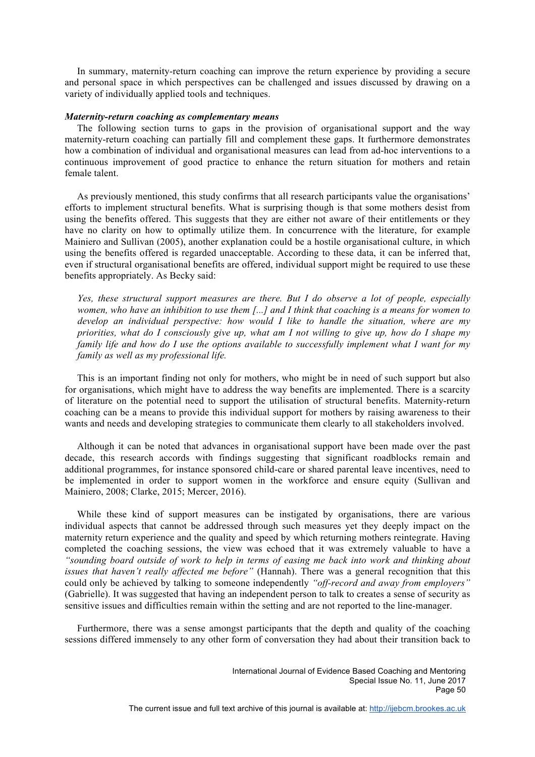In summary, maternity-return coaching can improve the return experience by providing a secure and personal space in which perspectives can be challenged and issues discussed by drawing on a variety of individually applied tools and techniques.

***Maternity-return coaching as complementary means***

The following section turns to gaps in the provision of organisational support and the way maternity-return coaching can partially fill and complement these gaps. It furthermore demonstrates how a combination of individual and organisational measures can lead from ad-hoc interventions to a continuous improvement of good practice to enhance the return situation for mothers and retain female talent.

As previously mentioned, this study confirms that all research participants value the organisations' efforts to implement structural benefits. What is surprising though is that some mothers desist from using the benefits offered. This suggests that they are either not aware of their entitlements or they have no clarity on how to optimally utilize them. In concurrence with the literature, for example Mainiero and Sullivan (2005), another explanation could be a hostile organisational culture, in which using the benefits offered is regarded unacceptable. According to these data, it can be inferred that, even if structural organisational benefits are offered, individual support might be required to use these benefits appropriately. As Becky said:

> *Yes, these structural support measures are there. But I do observe a lot of people, especially women, who have an inhibition to use them [...] and I think that coaching is a means for women to develop an individual perspective: how would I like to handle the situation, where are my priorities, what do I consciously give up, what am I not willing to give up, how do I shape my family life and how do I use the options available to successfully implement what I want for my family as well as my professional life.*

This is an important finding not only for mothers, who might be in need of such support but also for organisations, which might have to address the way benefits are implemented. There is a scarcity of literature on the potential need to support the utilisation of structural benefits. Maternity-return coaching can be a means to provide this individual support for mothers by raising awareness to their wants and needs and developing strategies to communicate them clearly to all stakeholders involved.

Although it can be noted that advances in organisational support have been made over the past decade, this research accords with findings suggesting that significant roadblocks remain and additional programmes, for instance sponsored child-care or shared parental leave incentives, need to be implemented in order to support women in the workforce and ensure equity (Sullivan and Mainiero, 2008; Clarke, 2015; Mercer, 2016).

While these kind of support measures can be instigated by organisations, there are various individual aspects that cannot be addressed through such measures yet they deeply impact on the maternity return experience and the quality and speed by which returning mothers reintegrate. Having completed the coaching sessions, the view was echoed that it was extremely valuable to have a *"sounding board outside of work to help in terms of easing me back into work and thinking about issues that haven't really affected me before"* (Hannah). There was a general recognition that this could only be achieved by talking to someone independently *"off-record and away from employers"* (Gabrielle). It was suggested that having an independent person to talk to creates a sense of security as sensitive issues and difficulties remain within the setting and are not reported to the line-manager.

Furthermore, there was a sense amongst participants that the depth and quality of the coaching sessions differed immensely to any other form of conversation they had about their transition back to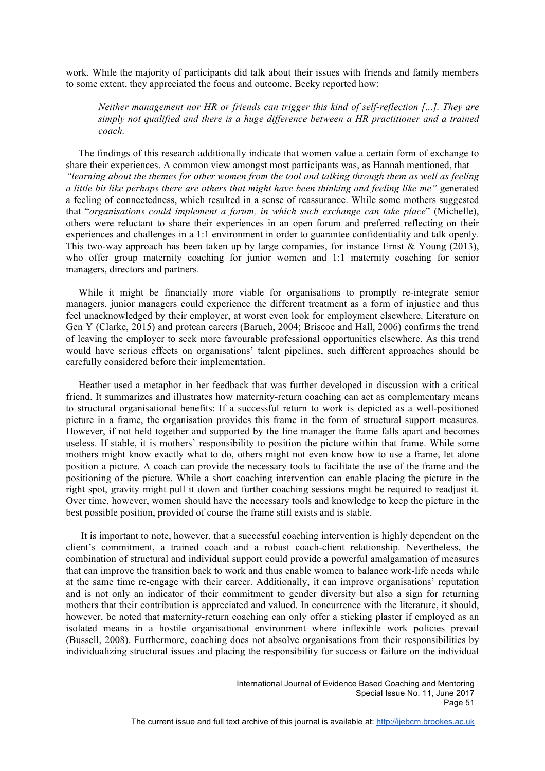work. While the majority of participants did talk about their issues with friends and family members to some extent, they appreciated the focus and outcome. Becky reported how:

> *Neither management nor HR or friends can trigger this kind of self-reflection [...]. They are simply not qualified and there is a huge difference between a HR practitioner and a trained coach.*

The findings of this research additionally indicate that women value a certain form of exchange to share their experiences. A common view amongst most participants was, as Hannah mentioned, that *"learning about the themes for other women from the tool and talking through them as well as feeling a little bit like perhaps there are others that might have been thinking and feeling like me"* generated a feeling of connectedness, which resulted in a sense of reassurance. While some mothers suggested that "*organisations could implement a forum, in which such exchange can take place*" (Michelle), others were reluctant to share their experiences in an open forum and preferred reflecting on their experiences and challenges in a 1:1 environment in order to guarantee confidentiality and talk openly. This two-way approach has been taken up by large companies, for instance Ernst & Young (2013), who offer group maternity coaching for junior women and 1:1 maternity coaching for senior managers, directors and partners.

While it might be financially more viable for organisations to promptly re-integrate senior managers, junior managers could experience the different treatment as a form of injustice and thus feel unacknowledged by their employer, at worst even look for employment elsewhere. Literature on Gen Y (Clarke, 2015) and protean careers (Baruch, 2004; Briscoe and Hall, 2006) confirms the trend of leaving the employer to seek more favourable professional opportunities elsewhere. As this trend would have serious effects on organisations' talent pipelines, such different approaches should be carefully considered before their implementation.

Heather used a metaphor in her feedback that was further developed in discussion with a critical friend. It summarizes and illustrates how maternity-return coaching can act as complementary means to structural organisational benefits: If a successful return to work is depicted as a well-positioned picture in a frame, the organisation provides this frame in the form of structural support measures. However, if not held together and supported by the line manager the frame falls apart and becomes useless. If stable, it is mothers' responsibility to position the picture within that frame. While some mothers might know exactly what to do, others might not even know how to use a frame, let alone position a picture. A coach can provide the necessary tools to facilitate the use of the frame and the positioning of the picture. While a short coaching intervention can enable placing the picture in the right spot, gravity might pull it down and further coaching sessions might be required to readjust it. Over time, however, women should have the necessary tools and knowledge to keep the picture in the best possible position, provided of course the frame still exists and is stable.

It is important to note, however, that a successful coaching intervention is highly dependent on the client's commitment, a trained coach and a robust coach-client relationship. Nevertheless, the combination of structural and individual support could provide a powerful amalgamation of measures that can improve the transition back to work and thus enable women to balance work-life needs while at the same time re-engage with their career. Additionally, it can improve organisations' reputation and is not only an indicator of their commitment to gender diversity but also a sign for returning mothers that their contribution is appreciated and valued. In concurrence with the literature, it should, however, be noted that maternity-return coaching can only offer a sticking plaster if employed as an isolated means in a hostile organisational environment where inflexible work policies prevail (Bussell, 2008). Furthermore, coaching does not absolve organisations from their responsibilities by individualizing structural issues and placing the responsibility for success or failure on the individual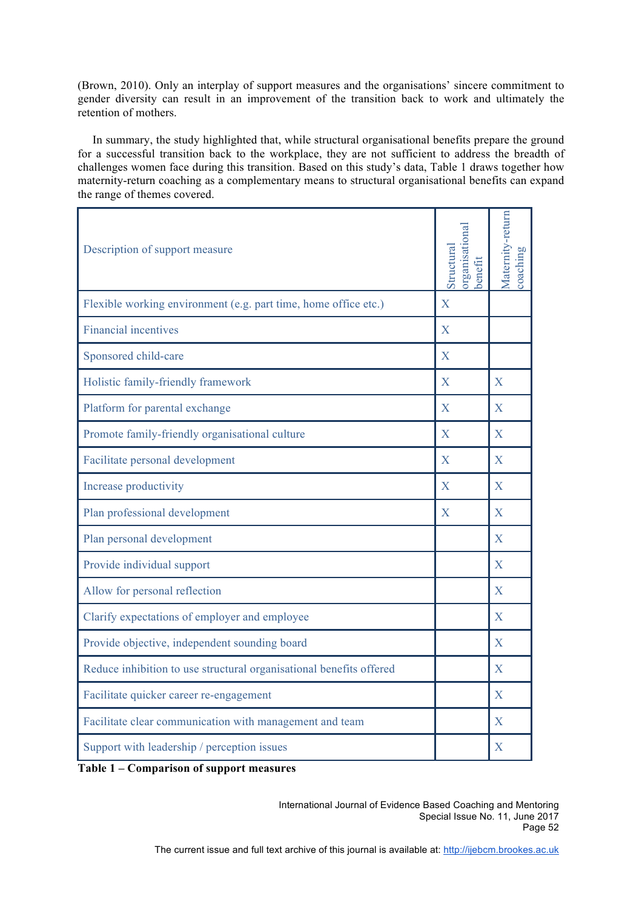(Brown, 2010). Only an interplay of support measures and the organisations' sincere commitment to gender diversity can result in an improvement of the transition back to work and ultimately the retention of mothers.

In summary, the study highlighted that, while structural organisational benefits prepare the ground for a successful transition back to the workplace, they are not sufficient to address the breadth of challenges women face during this transition. Based on this study's data, Table 1 draws together how maternity-return coaching as a complementary means to structural organisational benefits can expand the range of themes covered.

| Description of support measure | Structural organisational benefit | Maternity-return coaching |
|---|---|---|
| Flexible working environment (e.g. part time, home office etc.) | X | |
| Financial incentives | X | |
| Sponsored child-care | X | |
| Holistic family-friendly framework | X | X |
| Platform for parental exchange | X | X |
| Promote family-friendly organisational culture | X | X |
| Facilitate personal development | X | X |
| Increase productivity | X | X |
| Plan professional development | X | X |
| Plan personal development | | X |
| Provide individual support | | X |
| Allow for personal reflection | | X |
| Clarify expectations of employer and employee | | X |
| Provide objective, independent sounding board | | X |
| Reduce inhibition to use structural organisational benefits offered | | X |
| Facilitate quicker career re-engagement | | X |
| Facilitate clear communication with management and team | | X |
| Support with leadership / perception issues | | X |

**Table 1 – Comparison of support measures**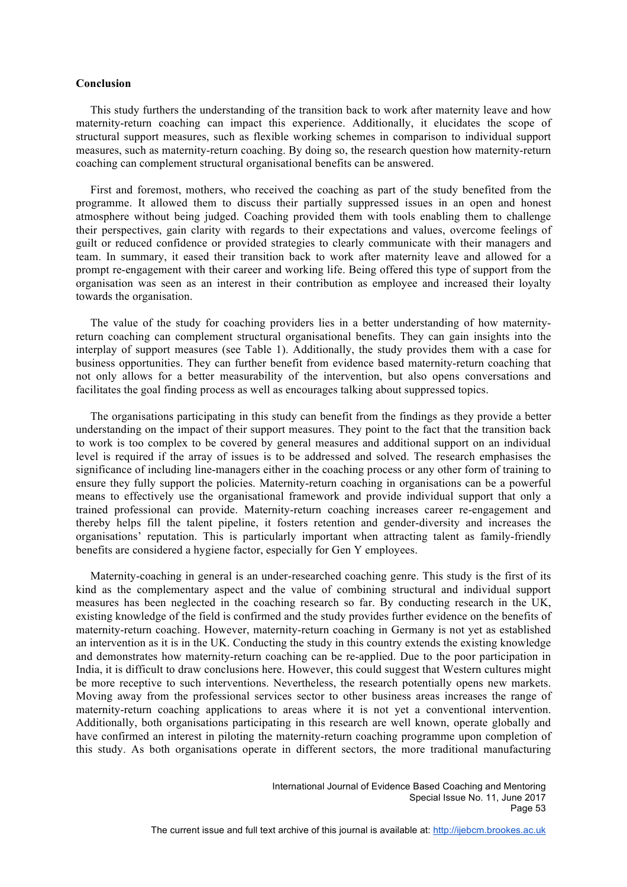**Conclusion**

This study furthers the understanding of the transition back to work after maternity leave and how maternity-return coaching can impact this experience. Additionally, it elucidates the scope of structural support measures, such as flexible working schemes in comparison to individual support measures, such as maternity-return coaching. By doing so, the research question how maternity-return coaching can complement structural organisational benefits can be answered.

First and foremost, mothers, who received the coaching as part of the study benefited from the programme. It allowed them to discuss their partially suppressed issues in an open and honest atmosphere without being judged. Coaching provided them with tools enabling them to challenge their perspectives, gain clarity with regards to their expectations and values, overcome feelings of guilt or reduced confidence or provided strategies to clearly communicate with their managers and team. In summary, it eased their transition back to work after maternity leave and allowed for a prompt re-engagement with their career and working life. Being offered this type of support from the organisation was seen as an interest in their contribution as employee and increased their loyalty towards the organisation.

The value of the study for coaching providers lies in a better understanding of how maternity-return coaching can complement structural organisational benefits. They can gain insights into the interplay of support measures (see Table 1). Additionally, the study provides them with a case for business opportunities. They can further benefit from evidence based maternity-return coaching that not only allows for a better measurability of the intervention, but also opens conversations and facilitates the goal finding process as well as encourages talking about suppressed topics.

The organisations participating in this study can benefit from the findings as they provide a better understanding on the impact of their support measures. They point to the fact that the transition back to work is too complex to be covered by general measures and additional support on an individual level is required if the array of issues is to be addressed and solved. The research emphasises the significance of including line-managers either in the coaching process or any other form of training to ensure they fully support the policies. Maternity-return coaching in organisations can be a powerful means to effectively use the organisational framework and provide individual support that only a trained professional can provide. Maternity-return coaching increases career re-engagement and thereby helps fill the talent pipeline, it fosters retention and gender-diversity and increases the organisations' reputation. This is particularly important when attracting talent as family-friendly benefits are considered a hygiene factor, especially for Gen Y employees.

Maternity-coaching in general is an under-researched coaching genre. This study is the first of its kind as the complementary aspect and the value of combining structural and individual support measures has been neglected in the coaching research so far. By conducting research in the UK, existing knowledge of the field is confirmed and the study provides further evidence on the benefits of maternity-return coaching. However, maternity-return coaching in Germany is not yet as established an intervention as it is in the UK. Conducting the study in this country extends the existing knowledge and demonstrates how maternity-return coaching can be re-applied. Due to the poor participation in India, it is difficult to draw conclusions here. However, this could suggest that Western cultures might be more receptive to such interventions. Nevertheless, the research potentially opens new markets. Moving away from the professional services sector to other business areas increases the range of maternity-return coaching applications to areas where it is not yet a conventional intervention. Additionally, both organisations participating in this research are well known, operate globally and have confirmed an interest in piloting the maternity-return coaching programme upon completion of this study. As both organisations operate in different sectors, the more traditional manufacturing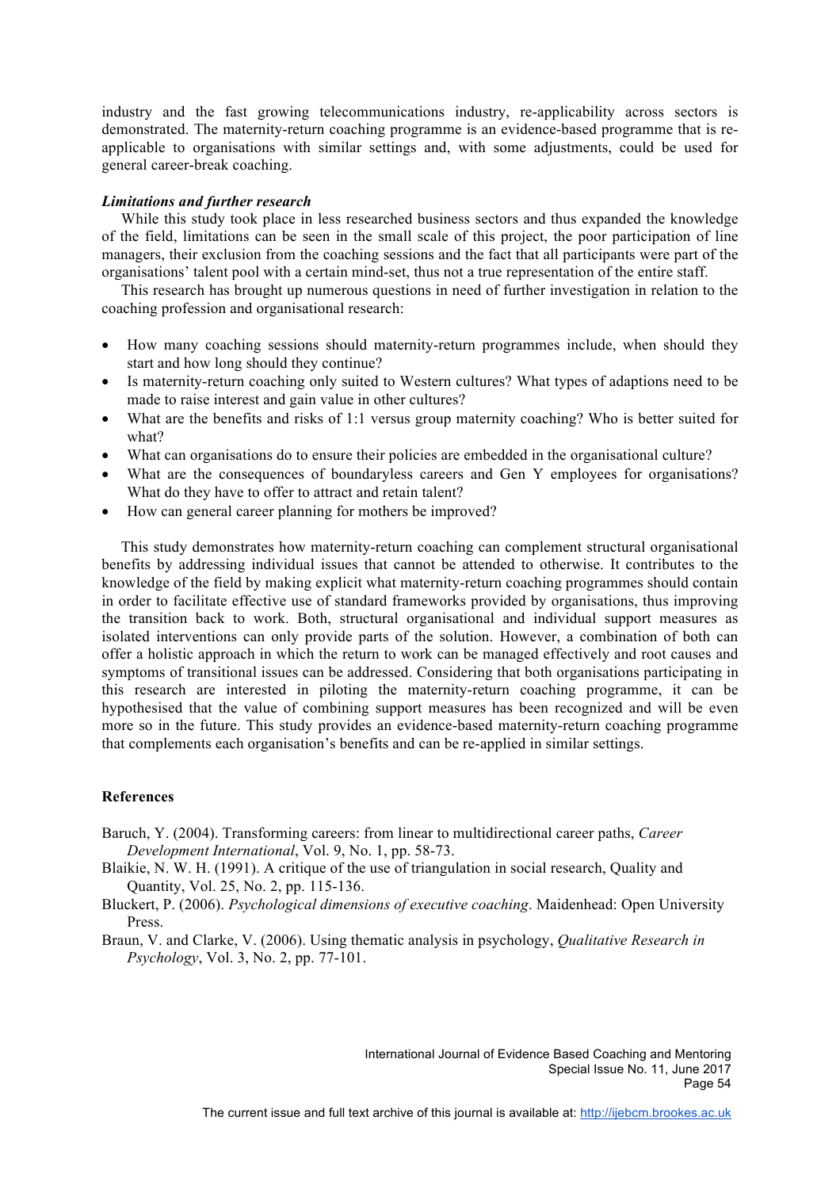industry and the fast growing telecommunications industry, re-applicability across sectors is demonstrated. The maternity-return coaching programme is an evidence-based programme that is re-applicable to organisations with similar settings and, with some adjustments, could be used for general career-break coaching.

***Limitations and further research***

While this study took place in less researched business sectors and thus expanded the knowledge of the field, limitations can be seen in the small scale of this project, the poor participation of line managers, their exclusion from the coaching sessions and the fact that all participants were part of the organisations' talent pool with a certain mind-set, thus not a true representation of the entire staff.

This research has brought up numerous questions in need of further investigation in relation to the coaching profession and organisational research:

- How many coaching sessions should maternity-return programmes include, when should they start and how long should they continue?
- Is maternity-return coaching only suited to Western cultures? What types of adaptions need to be made to raise interest and gain value in other cultures?
- What are the benefits and risks of 1:1 versus group maternity coaching? Who is better suited for what?
- What can organisations do to ensure their policies are embedded in the organisational culture?
- What are the consequences of boundaryless careers and Gen Y employees for organisations? What do they have to offer to attract and retain talent?
- How can general career planning for mothers be improved?

This study demonstrates how maternity-return coaching can complement structural organisational benefits by addressing individual issues that cannot be attended to otherwise. It contributes to the knowledge of the field by making explicit what maternity-return coaching programmes should contain in order to facilitate effective use of standard frameworks provided by organisations, thus improving the transition back to work. Both, structural organisational and individual support measures as isolated interventions can only provide parts of the solution. However, a combination of both can offer a holistic approach in which the return to work can be managed effectively and root causes and symptoms of transitional issues can be addressed. Considering that both organisations participating in this research are interested in piloting the maternity-return coaching programme, it can be hypothesised that the value of combining support measures has been recognized and will be even more so in the future. This study provides an evidence-based maternity-return coaching programme that complements each organisation's benefits and can be re-applied in similar settings.

## References

Baruch, Y. (2004). Transforming careers: from linear to multidirectional career paths, *Career Development International*, Vol. 9, No. 1, pp. 58-73.

Blaikie, N. W. H. (1991). A critique of the use of triangulation in social research, Quality and Quantity, Vol. 25, No. 2, pp. 115-136.

Bluckert, P. (2006). *Psychological dimensions of executive coaching*. Maidenhead: Open University Press.

Braun, V. and Clarke, V. (2006). Using thematic analysis in psychology, *Qualitative Research in Psychology*, Vol. 3, No. 2, pp. 77-101.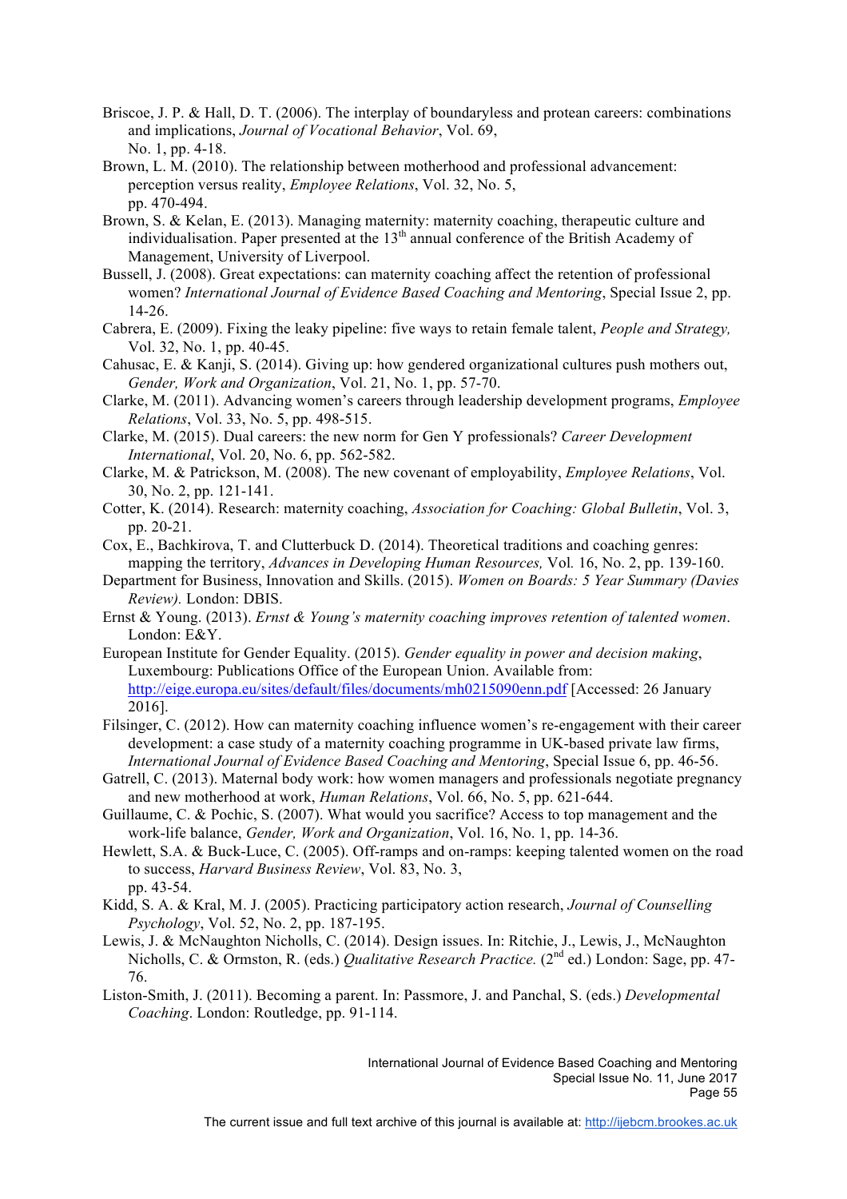Briscoe, J. P. & Hall, D. T. (2006). The interplay of boundaryless and protean careers: combinations and implications, *Journal of Vocational Behavior*, Vol. 69, No. 1, pp. 4-18.

Brown, L. M. (2010). The relationship between motherhood and professional advancement: perception versus reality, *Employee Relations*, Vol. 32, No. 5, pp. 470-494.

Brown, S. & Kelan, E. (2013). Managing maternity: maternity coaching, therapeutic culture and individualisation. Paper presented at the 13th annual conference of the British Academy of Management, University of Liverpool.

Bussell, J. (2008). Great expectations: can maternity coaching affect the retention of professional women? *International Journal of Evidence Based Coaching and Mentoring*, Special Issue 2, pp. 14-26.

Cabrera, E. (2009). Fixing the leaky pipeline: five ways to retain female talent, *People and Strategy,* Vol. 32, No. 1, pp. 40-45.

Cahusac, E. & Kanji, S. (2014). Giving up: how gendered organizational cultures push mothers out, *Gender, Work and Organization*, Vol. 21, No. 1, pp. 57-70.

Clarke, M. (2011). Advancing women's careers through leadership development programs, *Employee Relations*, Vol. 33, No. 5, pp. 498-515.

Clarke, M. (2015). Dual careers: the new norm for Gen Y professionals? *Career Development International*, Vol. 20, No. 6, pp. 562-582.

Clarke, M. & Patrickson, M. (2008). The new covenant of employability, *Employee Relations*, Vol. 30, No. 2, pp. 121-141.

Cotter, K. (2014). Research: maternity coaching, *Association for Coaching: Global Bulletin*, Vol. 3, pp. 20-21.

Cox, E., Bachkirova, T. and Clutterbuck D. (2014). Theoretical traditions and coaching genres: mapping the territory, *Advances in Developing Human Resources,* Vol*.* 16, No. 2, pp. 139-160.

Department for Business, Innovation and Skills. (2015). *Women on Boards: 5 Year Summary (Davies Review).* London: DBIS.

Ernst & Young. (2013). *Ernst & Young's maternity coaching improves retention of talented women*. London: E&Y.

European Institute for Gender Equality. (2015). *Gender equality in power and decision making*, Luxembourg: Publications Office of the European Union. Available from: http://eige.europa.eu/sites/default/files/documents/mh0215090enn.pdf [Accessed: 26 January 2016].

Filsinger, C. (2012). How can maternity coaching influence women's re-engagement with their career development: a case study of a maternity coaching programme in UK-based private law firms, *International Journal of Evidence Based Coaching and Mentoring*, Special Issue 6, pp. 46-56.

Gatrell, C. (2013). Maternal body work: how women managers and professionals negotiate pregnancy and new motherhood at work, *Human Relations*, Vol. 66, No. 5, pp. 621-644.

Guillaume, C. & Pochic, S. (2007). What would you sacrifice? Access to top management and the work-life balance, *Gender, Work and Organization*, Vol. 16, No. 1, pp. 14-36.

Hewlett, S.A. & Buck-Luce, C. (2005). Off-ramps and on-ramps: keeping talented women on the road to success, *Harvard Business Review*, Vol. 83, No. 3, pp. 43-54.

Kidd, S. A. & Kral, M. J. (2005). Practicing participatory action research, *Journal of Counselling Psychology*, Vol. 52, No. 2, pp. 187-195.

Lewis, J. & McNaughton Nicholls, C. (2014). Design issues. In: Ritchie, J., Lewis, J., McNaughton Nicholls, C. & Ormston, R. (eds.) *Qualitative Research Practice.* (2nd ed.) London: Sage, pp. 47-76.

Liston-Smith, J. (2011). Becoming a parent. In: Passmore, J. and Panchal, S. (eds.) *Developmental Coaching.* London: Routledge, pp. 91-114.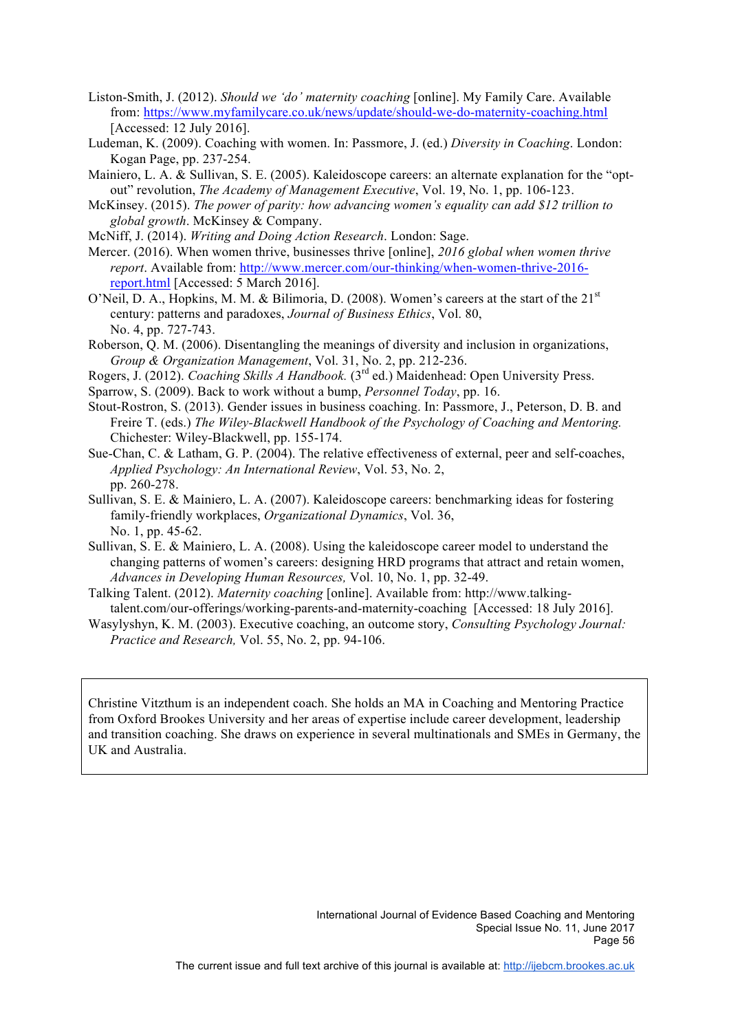Liston-Smith, J. (2012). *Should we 'do' maternity coaching* [online]. My Family Care. Available from: https://www.myfamilycare.co.uk/news/update/should-we-do-maternity-coaching.html [Accessed: 12 July 2016].

Ludeman, K. (2009). Coaching with women. In: Passmore, J. (ed.) *Diversity in Coaching*. London: Kogan Page, pp. 237-254.

Mainiero, L. A. & Sullivan, S. E. (2005). Kaleidoscope careers: an alternate explanation for the "opt-out" revolution, *The Academy of Management Executive*, Vol. 19, No. 1, pp. 106-123.

McKinsey. (2015). *The power of parity: how advancing women's equality can add $12 trillion to global growth*. McKinsey & Company.

McNiff, J. (2014). *Writing and Doing Action Research*. London: Sage.

Mercer. (2016). When women thrive, businesses thrive [online], *2016 global when women thrive report*. Available from: http://www.mercer.com/our-thinking/when-women-thrive-2016-report.html [Accessed: 5 March 2016].

O'Neil, D. A., Hopkins, M. M. & Bilimoria, D. (2008). Women's careers at the start of the 21st century: patterns and paradoxes, *Journal of Business Ethics*, Vol. 80, No. 4, pp. 727-743.

Roberson, Q. M. (2006). Disentangling the meanings of diversity and inclusion in organizations, *Group & Organization Management*, Vol. 31, No. 2, pp. 212-236.

Rogers, J. (2012). *Coaching Skills A Handbook.* (3rd ed.) Maidenhead: Open University Press.

Sparrow, S. (2009). Back to work without a bump, *Personnel Today*, pp. 16.

Stout-Rostron, S. (2013). Gender issues in business coaching. In: Passmore, J., Peterson, D. B. and Freire T. (eds.) *The Wiley-Blackwell Handbook of the Psychology of Coaching and Mentoring.* Chichester: Wiley-Blackwell, pp. 155-174.

Sue-Chan, C. & Latham, G. P. (2004). The relative effectiveness of external, peer and self-coaches, *Applied Psychology: An International Review*, Vol. 53, No. 2, pp. 260-278.

Sullivan, S. E. & Mainiero, L. A. (2007). Kaleidoscope careers: benchmarking ideas for fostering family-friendly workplaces, *Organizational Dynamics*, Vol. 36, No. 1, pp. 45-62.

Sullivan, S. E. & Mainiero, L. A. (2008). Using the kaleidoscope career model to understand the changing patterns of women's careers: designing HRD programs that attract and retain women, *Advances in Developing Human Resources,* Vol. 10, No. 1, pp. 32-49.

Talking Talent. (2012). *Maternity coaching* [online]. Available from: http://www.talking-talent.com/our-offerings/working-parents-and-maternity-coaching [Accessed: 18 July 2016].

Wasylyshyn, K. M. (2003). Executive coaching, an outcome story, *Consulting Psychology Journal: Practice and Research,* Vol. 55, No. 2, pp. 94-106.

Christine Vitzthum is an independent coach. She holds an MA in Coaching and Mentoring Practice from Oxford Brookes University and her areas of expertise include career development, leadership and transition coaching. She draws on experience in several multinationals and SMEs in Germany, the UK and Australia.